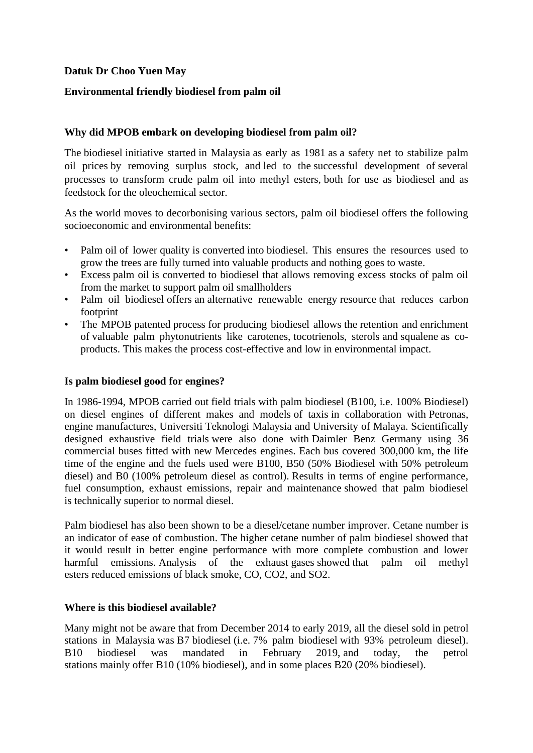**Datuk Dr Choo Yuen May**

**Environmental friendly biodiesel from palm oil**

**Why did MPOB embark on developing biodiesel from palm oil?**

The biodiesel initiative started in Malaysia as early as 1981 as a safety net to stabilize palm oil prices by removing surplus stock, and led to the successful development of several processes to transform crude palm oil into methyl esters, both for use as biodiesel and as feedstock for the oleochemical sector.

As the world moves to decorbonising various sectors, palm oil biodiesel offers the following socioeconomic and environmental benefits:

- Palm oil of lower quality is converted into biodiesel. This ensures the resources used to grow the trees are fully turned into valuable products and nothing goes to waste.
- Excess palm oil is converted to biodiesel that allows removing excess stocks of palm oil from the market to support palm oil smallholders
- Palm oil biodiesel offers an alternative renewable energy resource that reduces carbon footprint
- The MPOB patented process for producing biodiesel allows the retention and enrichment of valuable palm phytonutrients like carotenes, tocotrienols, sterols and squalene as co-products. This makes the process cost-effective and low in environmental impact.

**Is palm biodiesel good for engines?**

In 1986-1994, MPOB carried out field trials with palm biodiesel (B100, i.e. 100% Biodiesel) on diesel engines of different makes and models of taxis in collaboration with Petronas, engine manufactures, Universiti Teknologi Malaysia and University of Malaya. Scientifically designed exhaustive field trials were also done with Daimler Benz Germany using 36 commercial buses fitted with new Mercedes engines. Each bus covered 300,000 km, the life time of the engine and the fuels used were B100, B50 (50% Biodiesel with 50% petroleum diesel) and B0 (100% petroleum diesel as control). Results in terms of engine performance, fuel consumption, exhaust emissions, repair and maintenance showed that palm biodiesel is technically superior to normal diesel.

Palm biodiesel has also been shown to be a diesel/cetane number improver. Cetane number is an indicator of ease of combustion. The higher cetane number of palm biodiesel showed that it would result in better engine performance with more complete combustion and lower harmful emissions. Analysis of the exhaust gases showed that palm oil methyl esters reduced emissions of black smoke, CO, $CO_2$, and $SO_2$.

**Where is this biodiesel available?**

Many might not be aware that from December 2014 to early 2019, all the diesel sold in petrol stations in Malaysia was B7 biodiesel (i.e. 7% palm biodiesel with 93% petroleum diesel). B10 biodiesel was mandated in February 2019, and today, the petrol stations mainly offer B10 (10% biodiesel), and in some places B20 (20% biodiesel).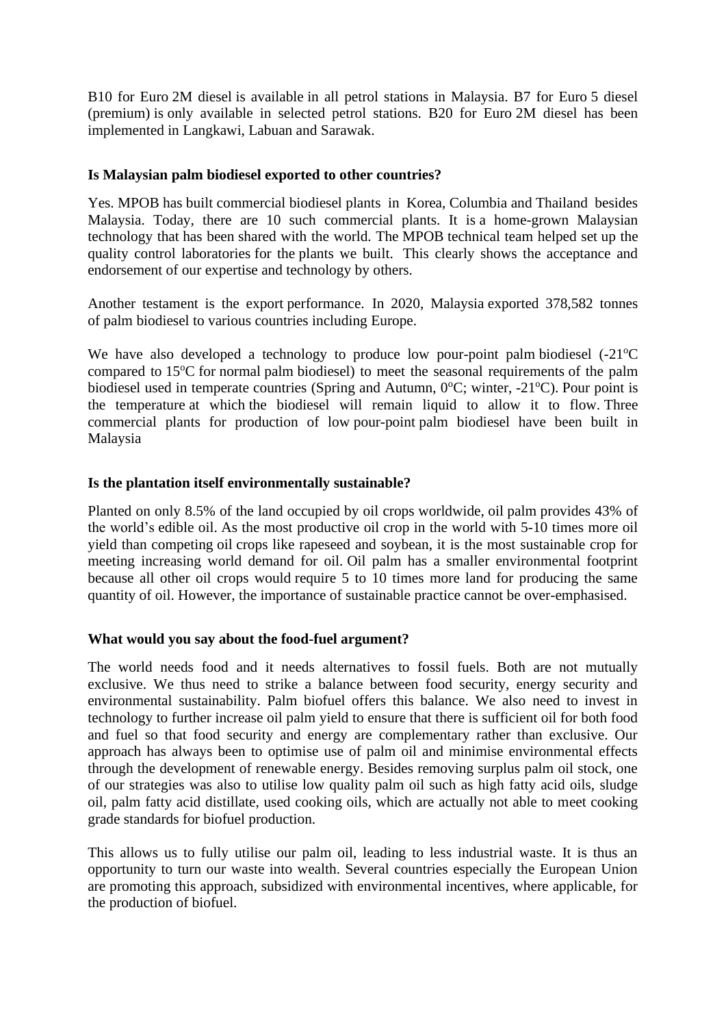B10 for Euro 2M diesel is available in all petrol stations in Malaysia. B7 for Euro 5 diesel (premium) is only available in selected petrol stations. B20 for Euro 2M diesel has been implemented in Langkawi, Labuan and Sarawak.

**Is Malaysian palm biodiesel exported to other countries?**

Yes. MPOB has built commercial biodiesel plants in Korea, Columbia and Thailand besides Malaysia. Today, there are 10 such commercial plants. It is a home-grown Malaysian technology that has been shared with the world. The MPOB technical team helped set up the quality control laboratories for the plants we built. This clearly shows the acceptance and endorsement of our expertise and technology by others.

Another testament is the export performance. In 2020, Malaysia exported 378,582 tonnes of palm biodiesel to various countries including Europe.

We have also developed a technology to produce low pour-point palm biodiesel (-21$^{o}$C compared to 15$^{o}$C for normal palm biodiesel) to meet the seasonal requirements of the palm biodiesel used in temperate countries (Spring and Autumn, 0$^{o}$C; winter, -21$^{o}$C). Pour point is the temperature at which the biodiesel will remain liquid to allow it to flow. Three commercial plants for production of low pour-point palm biodiesel have been built in Malaysia

**Is the plantation itself environmentally sustainable?**

Planted on only 8.5% of the land occupied by oil crops worldwide, oil palm provides 43% of the world's edible oil. As the most productive oil crop in the world with 5-10 times more oil yield than competing oil crops like rapeseed and soybean, it is the most sustainable crop for meeting increasing world demand for oil. Oil palm has a smaller environmental footprint because all other oil crops would require 5 to 10 times more land for producing the same quantity of oil. However, the importance of sustainable practice cannot be over-emphasised.

**What would you say about the food-fuel argument?**

The world needs food and it needs alternatives to fossil fuels. Both are not mutually exclusive. We thus need to strike a balance between food security, energy security and environmental sustainability. Palm biofuel offers this balance. We also need to invest in technology to further increase oil palm yield to ensure that there is sufficient oil for both food and fuel so that food security and energy are complementary rather than exclusive. Our approach has always been to optimise use of palm oil and minimise environmental effects through the development of renewable energy. Besides removing surplus palm oil stock, one of our strategies was also to utilise low quality palm oil such as high fatty acid oils, sludge oil, palm fatty acid distillate, used cooking oils, which are actually not able to meet cooking grade standards for biofuel production.

This allows us to fully utilise our palm oil, leading to less industrial waste. It is thus an opportunity to turn our waste into wealth. Several countries especially the European Union are promoting this approach, subsidized with environmental incentives, where applicable, for the production of biofuel.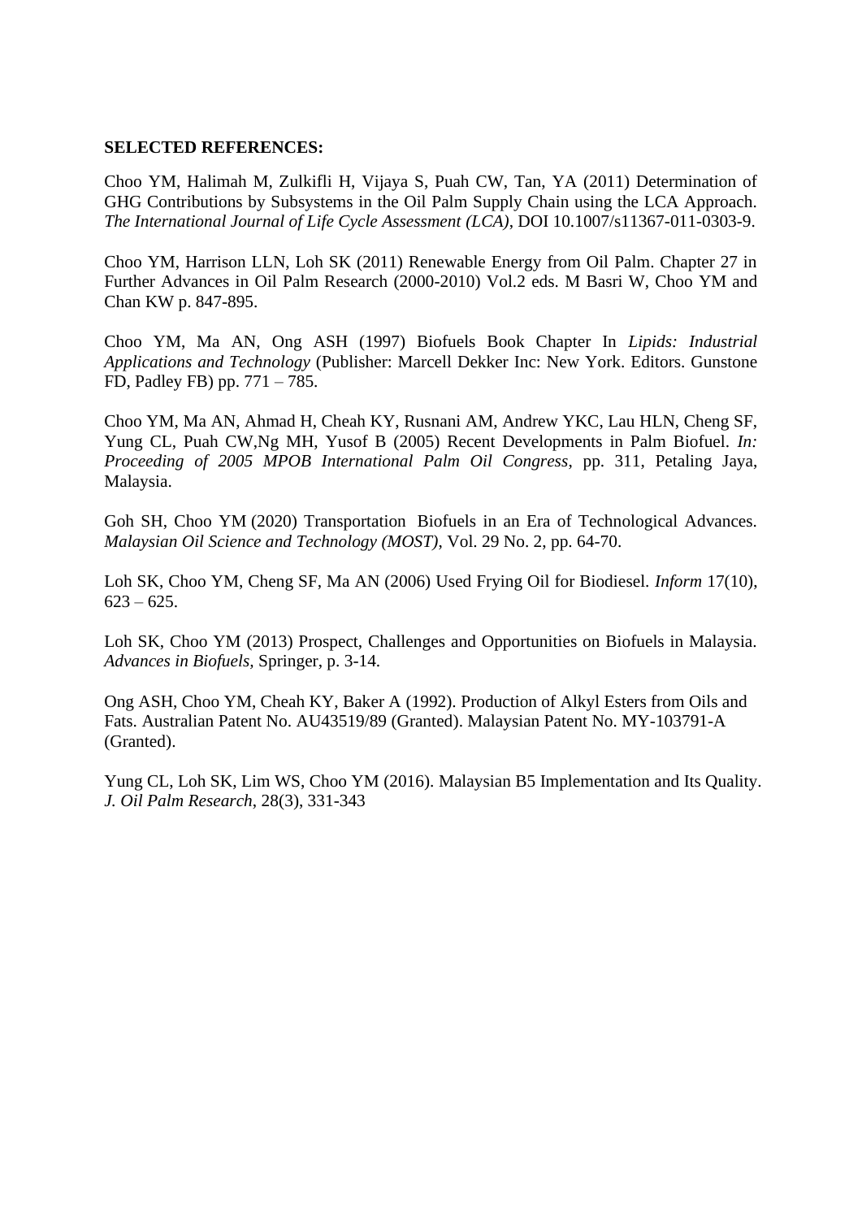**SELECTED REFERENCES:**

Choo YM, Halimah M, Zulkifli H, Vijaya S, Puah CW, Tan, YA (2011) Determination of GHG Contributions by Subsystems in the Oil Palm Supply Chain using the LCA Approach. *The International Journal of Life Cycle Assessment (LCA)*, DOI 10.1007/s11367-011-0303-9.

Choo YM, Harrison LLN, Loh SK (2011) Renewable Energy from Oil Palm. Chapter 27 in Further Advances in Oil Palm Research (2000-2010) Vol.2 eds. M Basri W, Choo YM and Chan KW p. 847-895.

Choo YM, Ma AN, Ong ASH (1997) Biofuels Book Chapter In *Lipids: Industrial Applications and Technology* (Publisher: Marcell Dekker Inc: New York. Editors. Gunstone FD, Padley FB) pp. 771 – 785.

Choo YM, Ma AN, Ahmad H, Cheah KY, Rusnani AM, Andrew YKC, Lau HLN, Cheng SF, Yung CL, Puah CW,Ng MH, Yusof B (2005) Recent Developments in Palm Biofuel. *In: Proceeding of 2005 MPOB International Palm Oil Congress*, pp. 311, Petaling Jaya, Malaysia.

Goh SH, Choo YM (2020) Transportation Biofuels in an Era of Technological Advances. *Malaysian Oil Science and Technology (MOST)*, Vol. 29 No. 2, pp. 64-70.

Loh SK, Choo YM, Cheng SF, Ma AN (2006) Used Frying Oil for Biodiesel. *Inform* 17(10), 623 – 625.

Loh SK, Choo YM (2013) Prospect, Challenges and Opportunities on Biofuels in Malaysia. *Advances in Biofuels,* Springer, p. 3-14.

Ong ASH, Choo YM, Cheah KY, Baker A (1992). Production of Alkyl Esters from Oils and Fats. Australian Patent No. AU43519/89 (Granted). Malaysian Patent No. MY-103791-A (Granted).

Yung CL, Loh SK, Lim WS, Choo YM (2016). Malaysian B5 Implementation and Its Quality. *J. Oil Palm Research*, 28(3), 331-343